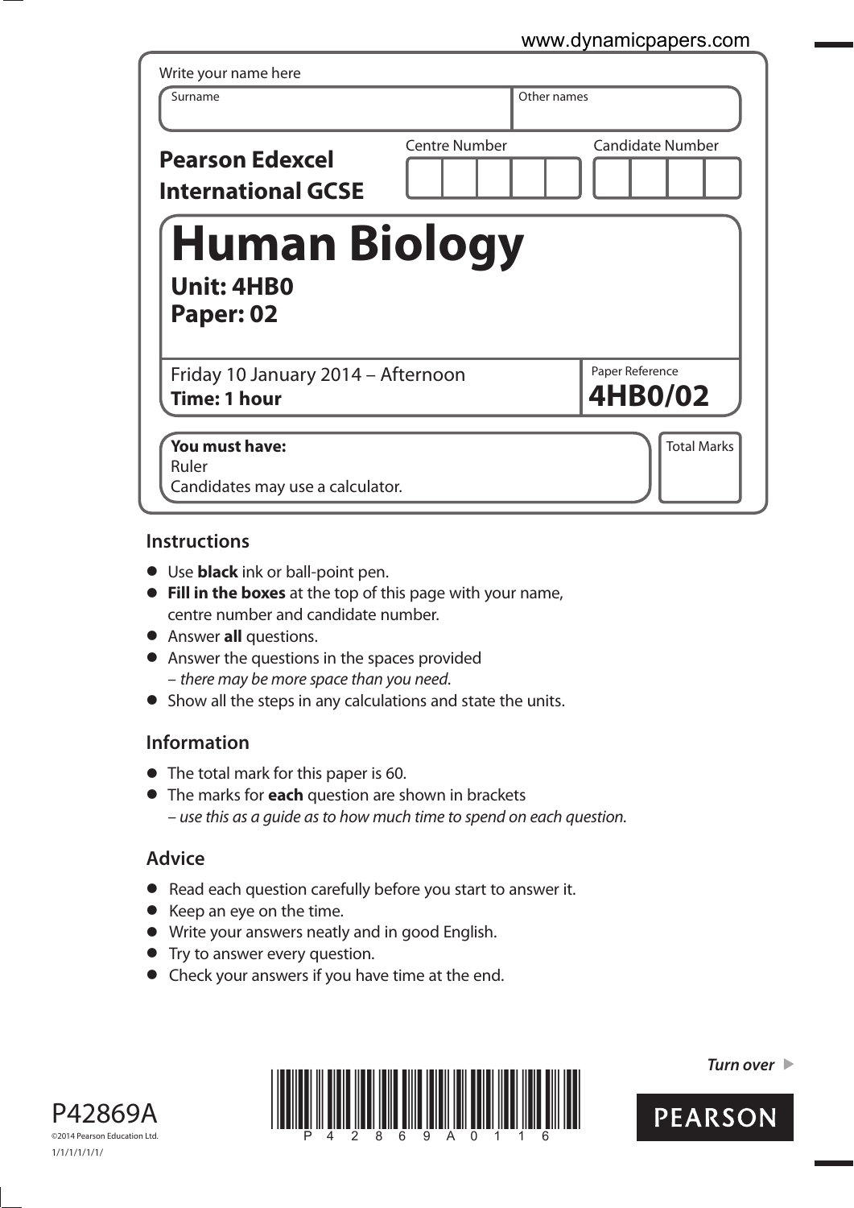Write your name here

| Surname | Other names |
|---|---|
| | |

**Pearson Edexcel International GCSE**

| Centre Number | Candidate Number |
|---|---|
| | |

# Human Biology

**Unit: 4HB0**
**Paper: 02**

Friday 10 January 2014 – Afternoon
**Time: 1 hour**

Paper Reference
**4HB0/02**

**You must have:**
Ruler
Candidates may use a calculator.

Total Marks

## Instructions

- Use **black** ink or ball-point pen.
- **Fill in the boxes** at the top of this page with your name, centre number and candidate number.
- Answer **all** questions.
- Answer the questions in the spaces provided
  – *there may be more space than you need.*
- Show all the steps in any calculations and state the units.

## Information

- The total mark for this paper is 60.
- The marks for **each** question are shown in brackets
  – *use this as a guide as to how much time to spend on each question.*

## Advice

- Read each question carefully before you start to answer it.
- Keep an eye on the time.
- Write your answers neatly and in good English.
- Try to answer every question.
- Check your answers if you have time at the end.

*Turn over* ▶

P42869A
©2014 Pearson Education Ltd.
1/1/1/1/1/1/

PEARSON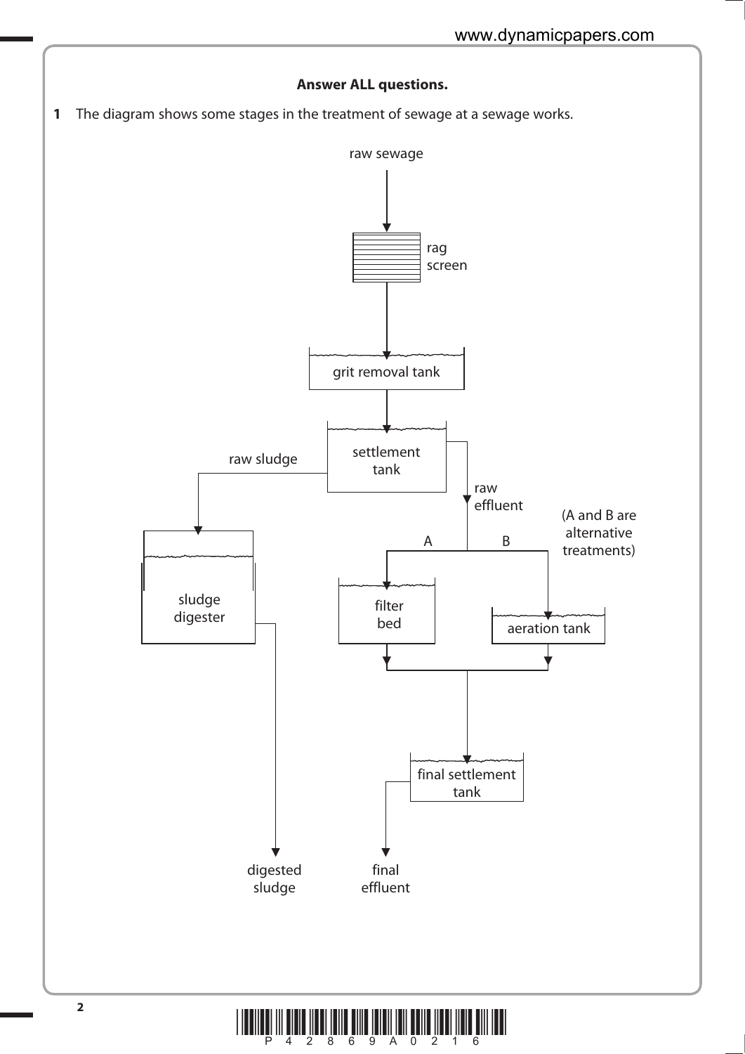**Answer ALL questions.**

**1** The diagram shows some stages in the treatment of sewage at a sewage works.

raw sewage

rag screen

grit removal tank

settlement tank

raw sludge

raw effluent

(A and B are alternative treatments)

A

B

sludge digester

filter bed

aeration tank

final settlement tank

digested sludge

final effluent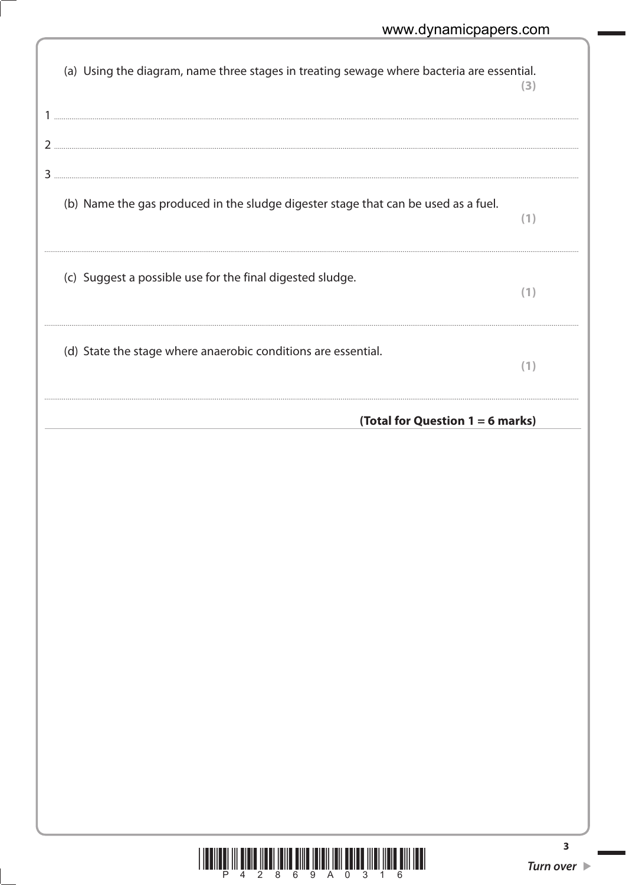(a) Using the diagram, name three stages in treating sewage where bacteria are essential. **(3)**

1 ..............................................................................................................................................

2 ..............................................................................................................................................

3 ..............................................................................................................................................

(b) Name the gas produced in the sludge digester stage that can be used as a fuel. **(1)**

..............................................................................................................................................

(c) Suggest a possible use for the final digested sludge. **(1)**

..............................................................................................................................................

(d) State the stage where anaerobic conditions are essential. **(1)**

..............................................................................................................................................

**(Total for Question 1 = 6 marks)**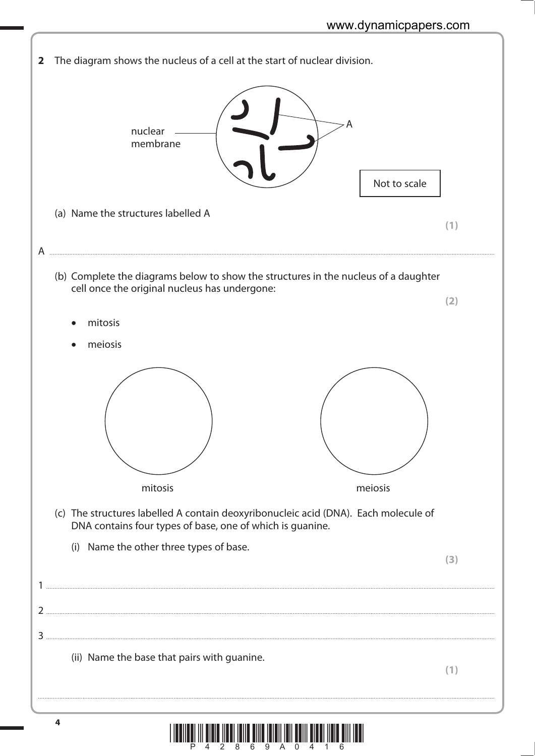**2** The diagram shows the nucleus of a cell at the start of nuclear division.

nuclear membrane

A

Not to scale

(a) Name the structures labelled A **(1)**

A ..........................................................................................................

(b) Complete the diagrams below to show the structures in the nucleus of a daughter cell once the original nucleus has undergone: **(2)**

- mitosis
- meiosis

mitosis                                                                 meiosis

(c) The structures labelled A contain deoxyribonucleic acid (DNA). Each molecule of DNA contains four types of base, one of which is guanine.

(i) Name the other three types of base. **(3)**

1 ..........................................................................................................

2 ..........................................................................................................

3 ..........................................................................................................

(ii) Name the base that pairs with guanine. **(1)**

..........................................................................................................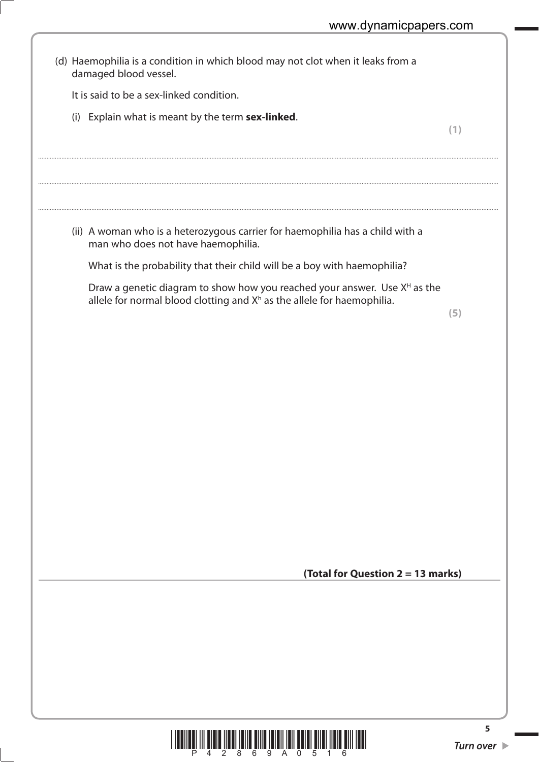(d) Haemophilia is a condition in which blood may not clot when it leaks from a damaged blood vessel.

It is said to be a sex-linked condition.

(i) Explain what is meant by the term **sex-linked**.

**(1)**

..............................................................................................................................................

..............................................................................................................................................

..............................................................................................................................................

(ii) A woman who is a heterozygous carrier for haemophilia has a child with a man who does not have haemophilia.

What is the probability that their child will be a boy with haemophilia?

Draw a genetic diagram to show how you reached your answer. Use $X^H$ as the allele for normal blood clotting and $X^h$ as the allele for haemophilia.

**(5)**

**(Total for Question 2 = 13 marks)**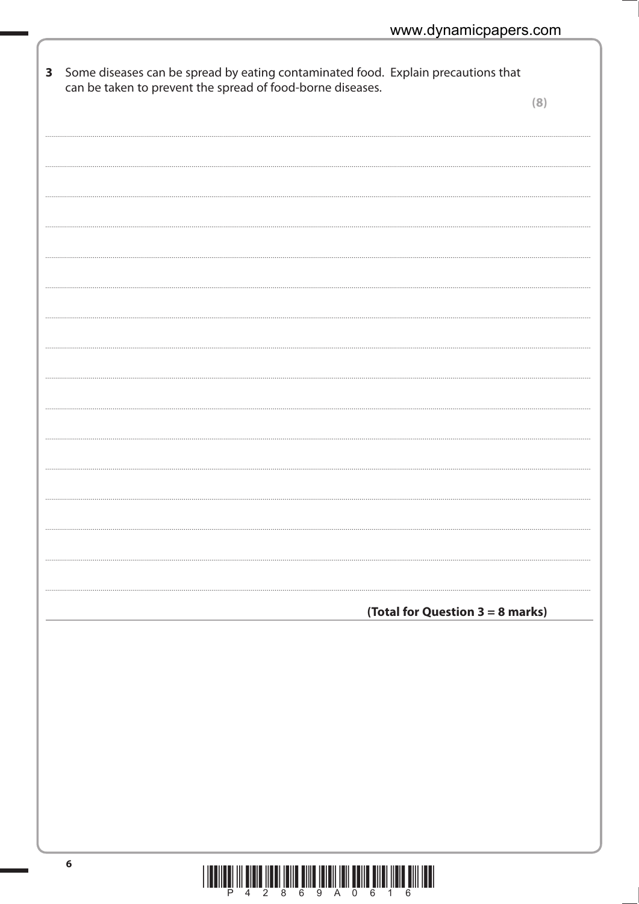**3** Some diseases can be spread by eating contaminated food. Explain precautions that can be taken to prevent the spread of food-borne diseases.

**(8)**

..........................................................................................................................................

..........................................................................................................................................

..........................................................................................................................................

..........................................................................................................................................

..........................................................................................................................................

..........................................................................................................................................

..........................................................................................................................................

..........................................................................................................................................

..........................................................................................................................................

..........................................................................................................................................

..........................................................................................................................................

..........................................................................................................................................

..........................................................................................................................................

..........................................................................................................................................

..........................................................................................................................................

..........................................................................................................................................

**(Total for Question 3 = 8 marks)**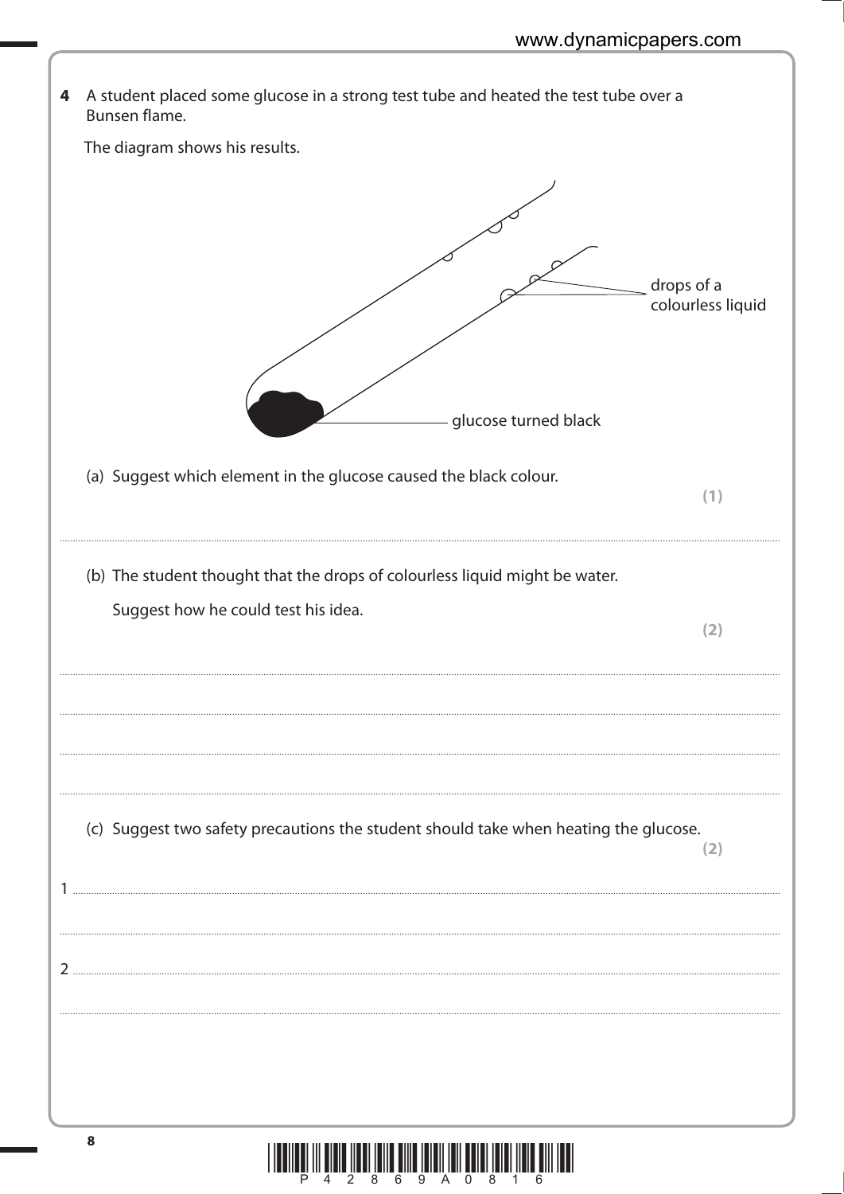**4** A student placed some glucose in a strong test tube and heated the test tube over a Bunsen flame.

The diagram shows his results.

drops of a colourless liquid

glucose turned black

(a) Suggest which element in the glucose caused the black colour. **(1)**

..............................................................................................................................................

(b) The student thought that the drops of colourless liquid might be water.

Suggest how he could test his idea. **(2)**

..............................................................................................................................................

..............................................................................................................................................

..............................................................................................................................................

..............................................................................................................................................

(c) Suggest two safety precautions the student should take when heating the glucose. **(2)**

1 ..............................................................................................................................................

..............................................................................................................................................

2 ..............................................................................................................................................

..............................................................................................................................................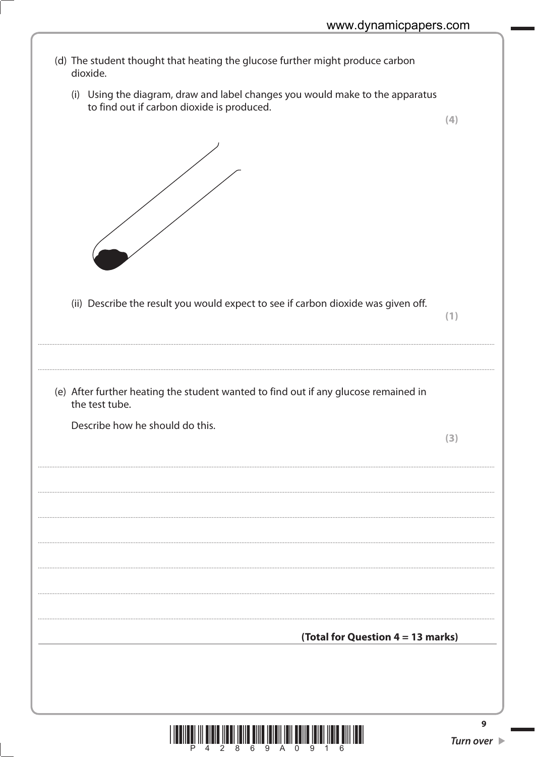(d) The student thought that heating the glucose further might produce carbon dioxide.

(i) Using the diagram, draw and label changes you would make to the apparatus to find out if carbon dioxide is produced.

**(4)**

(ii) Describe the result you would expect to see if carbon dioxide was given off.

**(1)**

.......................................................................................................................................................................

.......................................................................................................................................................................

(e) After further heating the student wanted to find out if any glucose remained in the test tube.

Describe how he should do this.

**(3)**

.......................................................................................................................................................................

.......................................................................................................................................................................

.......................................................................................................................................................................

.......................................................................................................................................................................

.......................................................................................................................................................................

.......................................................................................................................................................................

.......................................................................................................................................................................

**(Total for Question 4 = 13 marks)**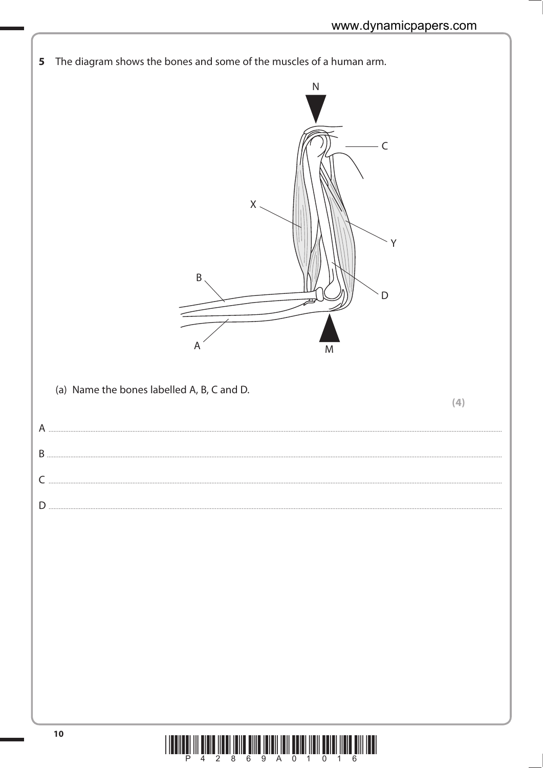**5** The diagram shows the bones and some of the muscles of a human arm.

(a) Name the bones labelled A, B, C and D.

**(4)**

A .....................................................................................................................................

B .....................................................................................................................................

C .....................................................................................................................................

D .....................................................................................................................................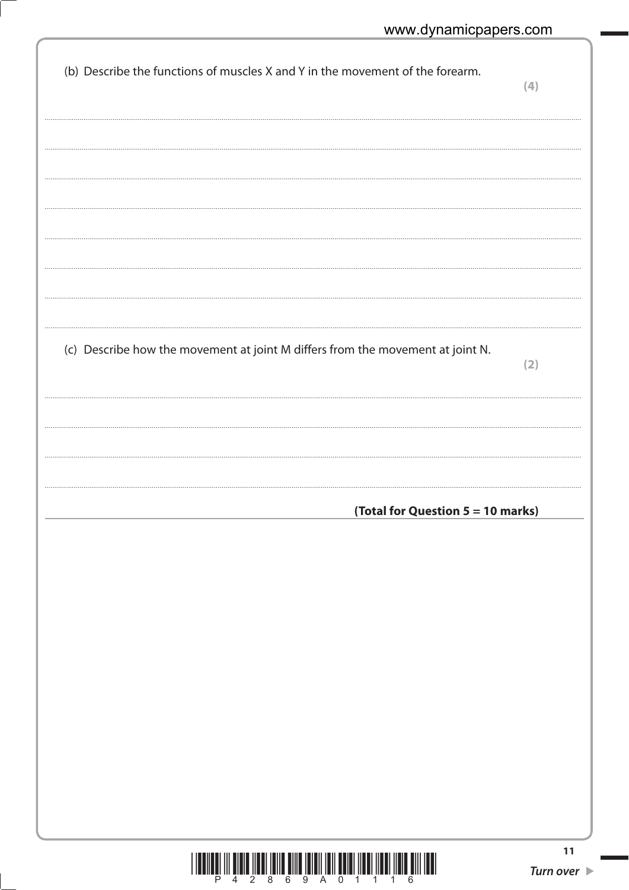(b) Describe the functions of muscles X and Y in the movement of the forearm. **(4)**

..........................................................................................................................................................................

..........................................................................................................................................................................

..........................................................................................................................................................................

..........................................................................................................................................................................

..........................................................................................................................................................................

..........................................................................................................................................................................

..........................................................................................................................................................................

(c) Describe how the movement at joint M differs from the movement at joint N. **(2)**

..........................................................................................................................................................................

..........................................................................................................................................................................

..........................................................................................................................................................................

..........................................................................................................................................................................

**(Total for Question 5 = 10 marks)**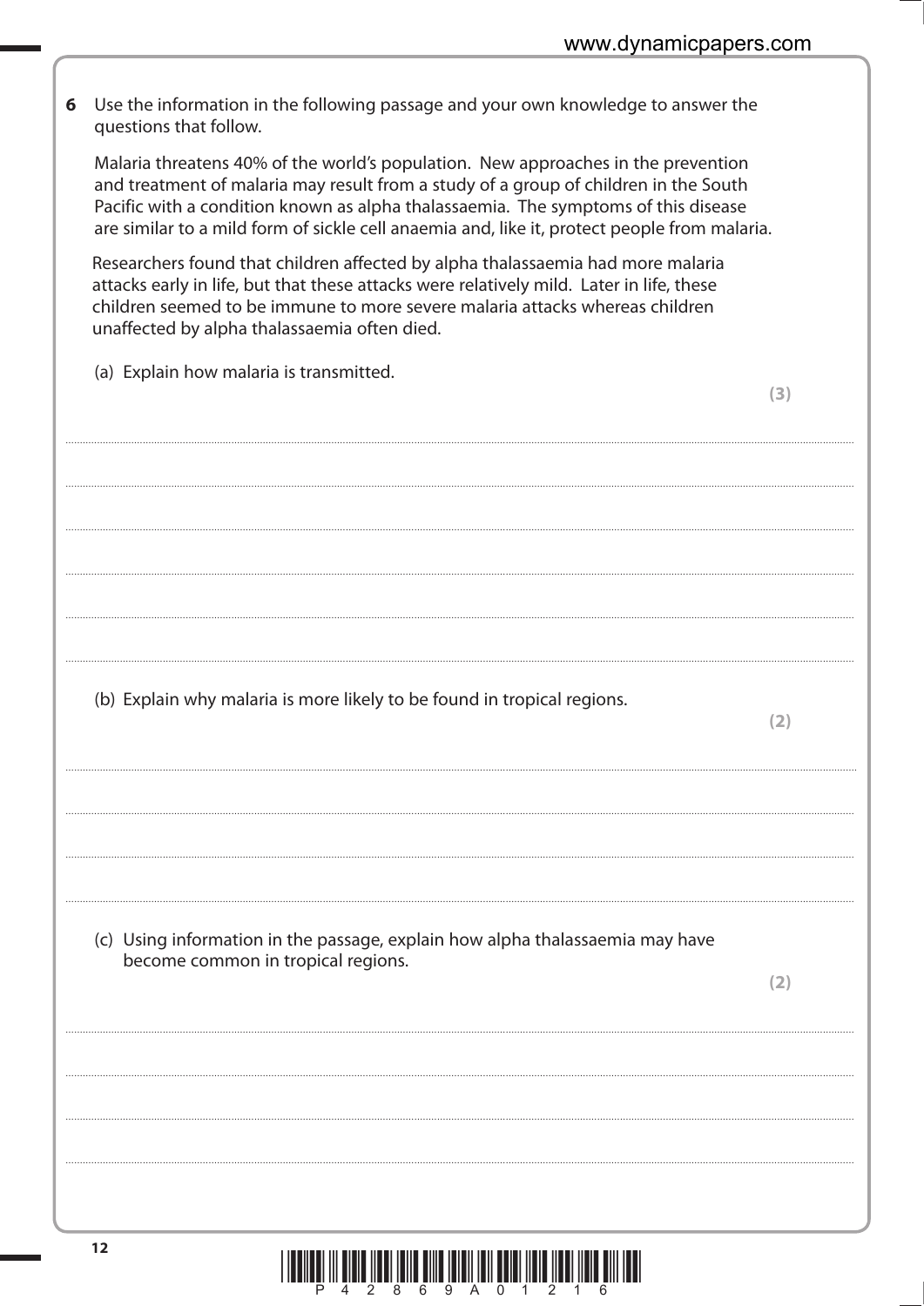**6** Use the information in the following passage and your own knowledge to answer the questions that follow.

Malaria threatens 40% of the world's population. New approaches in the prevention and treatment of malaria may result from a study of a group of children in the South Pacific with a condition known as alpha thalassaemia. The symptoms of this disease are similar to a mild form of sickle cell anaemia and, like it, protect people from malaria.

Researchers found that children affected by alpha thalassaemia had more malaria attacks early in life, but that these attacks were relatively mild. Later in life, these children seemed to be immune to more severe malaria attacks whereas children unaffected by alpha thalassaemia often died.

(a) Explain how malaria is transmitted.

**(3)**

.......................................................................................................................................................................................................................................................................................

.......................................................................................................................................................................................................................................................................................

.......................................................................................................................................................................................................................................................................................

.......................................................................................................................................................................................................................................................................................

.......................................................................................................................................................................................................................................................................................

.......................................................................................................................................................................................................................................................................................

(b) Explain why malaria is more likely to be found in tropical regions.

**(2)**

.......................................................................................................................................................................................................................................................................................

.......................................................................................................................................................................................................................................................................................

.......................................................................................................................................................................................................................................................................................

.......................................................................................................................................................................................................................................................................................

(c) Using information in the passage, explain how alpha thalassaemia may have become common in tropical regions.

**(2)**

.......................................................................................................................................................................................................................................................................................

.......................................................................................................................................................................................................................................................................................

.......................................................................................................................................................................................................................................................................................

.......................................................................................................................................................................................................................................................................................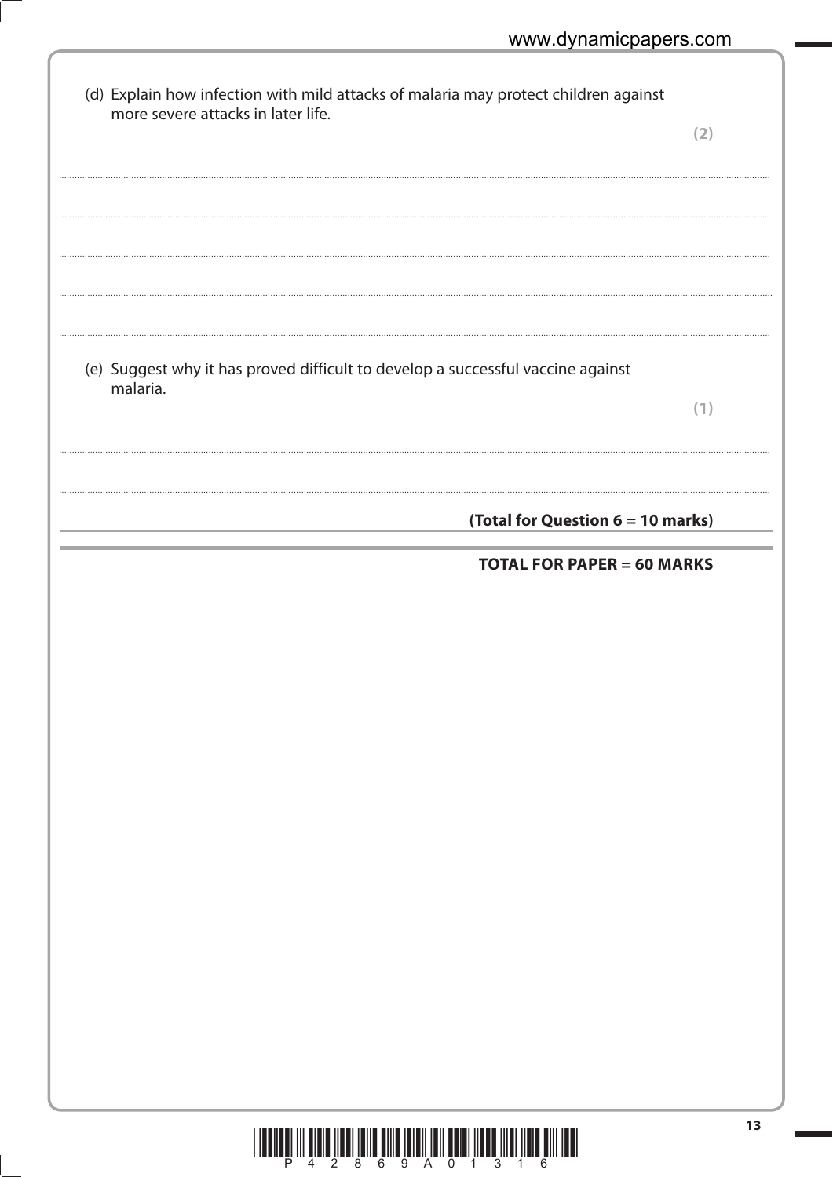(d) Explain how infection with mild attacks of malaria may protect children against more severe attacks in later life.

**(2)**

..............................................................................................................................................

..............................................................................................................................................

..............................................................................................................................................

..............................................................................................................................................

(e) Suggest why it has proved difficult to develop a successful vaccine against malaria.

**(1)**

..............................................................................................................................................

..............................................................................................................................................

**(Total for Question 6 = 10 marks)**

**TOTAL FOR PAPER = 60 MARKS**